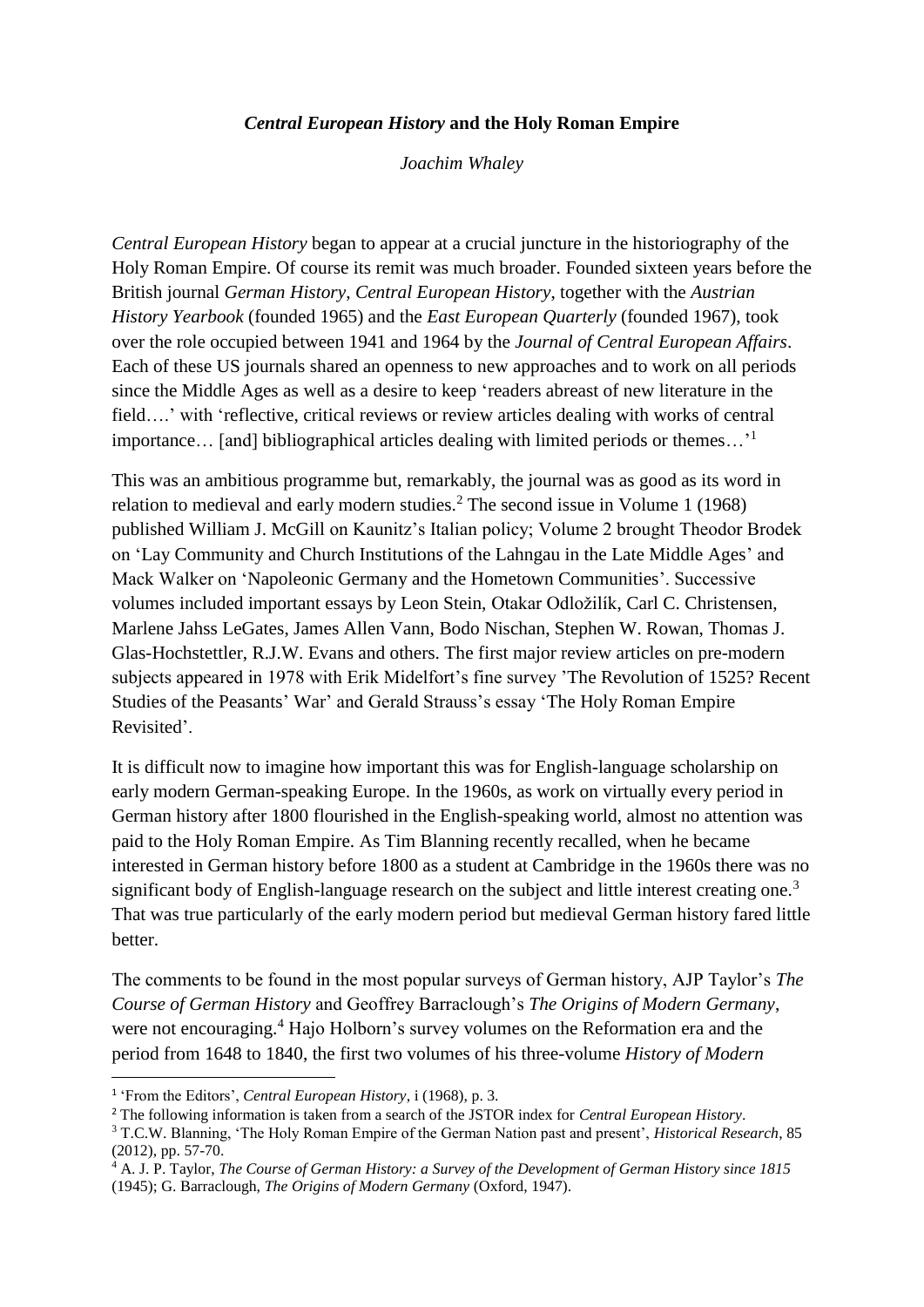# *Central European History* and the Holy Roman Empire

*Joachim Whaley*

*Central European History* began to appear at a crucial juncture in the historiography of the Holy Roman Empire. Of course its remit was much broader. Founded sixteen years before the British journal *German History*, *Central European History*, together with the *Austrian History Yearbook* (founded 1965) and the *East European Quarterly* (founded 1967), took over the role occupied between 1941 and 1964 by the *Journal of Central European Affairs*. Each of these US journals shared an openness to new approaches and to work on all periods since the Middle Ages as well as a desire to keep 'readers abreast of new literature in the field….' with 'reflective, critical reviews or review articles dealing with works of central importance… [and] bibliographical articles dealing with limited periods or themes…'[1]

This was an ambitious programme but, remarkably, the journal was as good as its word in relation to medieval and early modern studies.[2] The second issue in Volume 1 (1968) published William J. McGill on Kaunitz's Italian policy; Volume 2 brought Theodor Brodek on 'Lay Community and Church Institutions of the Lahngau in the Late Middle Ages' and Mack Walker on 'Napoleonic Germany and the Hometown Communities'. Successive volumes included important essays by Leon Stein, Otakar Odložilík, Carl C. Christensen, Marlene Jahss LeGates, James Allen Vann, Bodo Nischan, Stephen W. Rowan, Thomas J. Glas-Hochstettler, R.J.W. Evans and others. The first major review articles on pre-modern subjects appeared in 1978 with Erik Midelfort's fine survey 'The Revolution of 1525? Recent Studies of the Peasants' War' and Gerald Strauss's essay 'The Holy Roman Empire Revisited'.

It is difficult now to imagine how important this was for English-language scholarship on early modern German-speaking Europe. In the 1960s, as work on virtually every period in German history after 1800 flourished in the English-speaking world, almost no attention was paid to the Holy Roman Empire. As Tim Blanning recently recalled, when he became interested in German history before 1800 as a student at Cambridge in the 1960s there was no significant body of English-language research on the subject and little interest creating one.[3] That was true particularly of the early modern period but medieval German history fared little better.

The comments to be found in the most popular surveys of German history, AJP Taylor's *The Course of German History* and Geoffrey Barraclough's *The Origins of Modern Germany*, were not encouraging.[4] Hajo Holborn's survey volumes on the Reformation era and the period from 1648 to 1840, the first two volumes of his three-volume *History of Modern*

---

[1] 'From the Editors', *Central European History*, i (1968), p. 3.

[2] The following information is taken from a search of the JSTOR index for *Central European History*.

[3] T.C.W. Blanning, 'The Holy Roman Empire of the German Nation past and present', *Historical Research*, 85 (2012), pp. 57-70.

[4] A. J. P. Taylor, *The Course of German History: a Survey of the Development of German History since 1815* (1945); G. Barraclough, *The Origins of Modern Germany* (Oxford, 1947).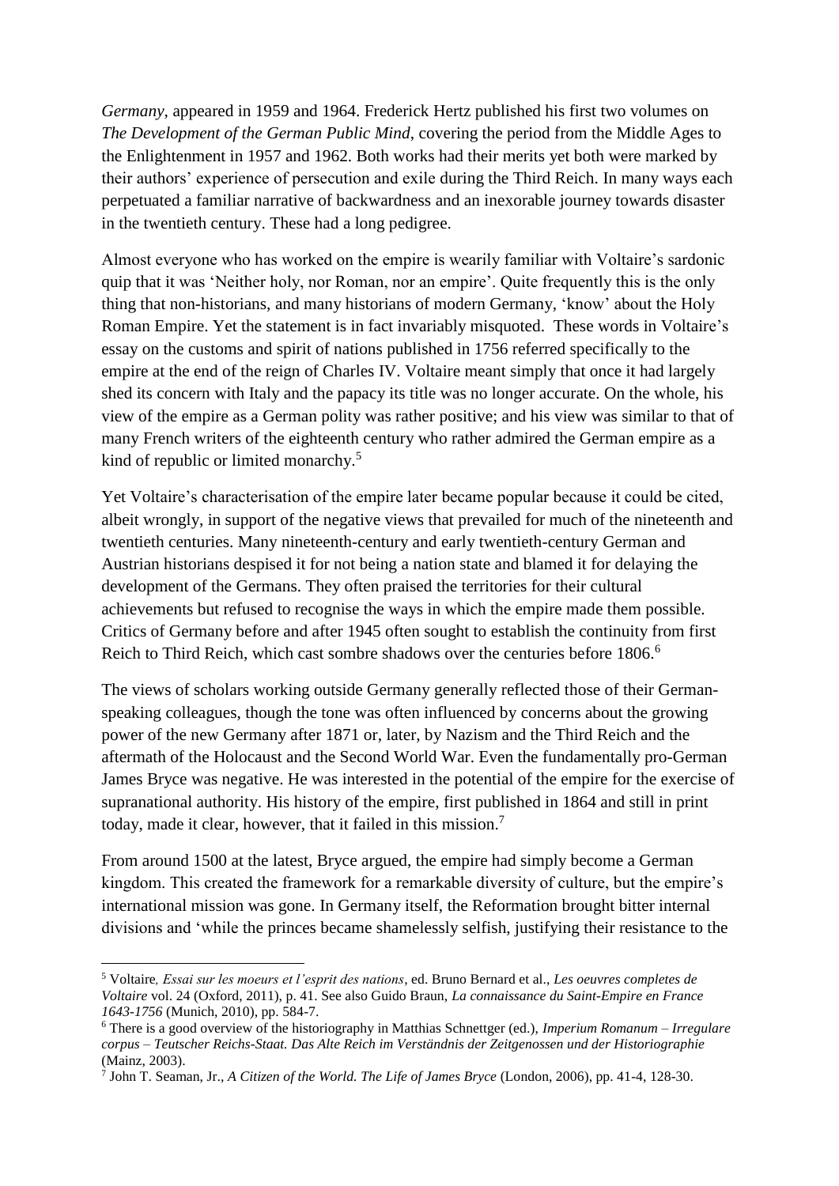*Germany*, appeared in 1959 and 1964. Frederick Hertz published his first two volumes on *The Development of the German Public Mind*, covering the period from the Middle Ages to the Enlightenment in 1957 and 1962. Both works had their merits yet both were marked by their authors' experience of persecution and exile during the Third Reich. In many ways each perpetuated a familiar narrative of backwardness and an inexorable journey towards disaster in the twentieth century. These had a long pedigree.

Almost everyone who has worked on the empire is wearily familiar with Voltaire's sardonic quip that it was 'Neither holy, nor Roman, nor an empire'. Quite frequently this is the only thing that non-historians, and many historians of modern Germany, 'know' about the Holy Roman Empire. Yet the statement is in fact invariably misquoted. These words in Voltaire's essay on the customs and spirit of nations published in 1756 referred specifically to the empire at the end of the reign of Charles IV. Voltaire meant simply that once it had largely shed its concern with Italy and the papacy its title was no longer accurate. On the whole, his view of the empire as a German polity was rather positive; and his view was similar to that of many French writers of the eighteenth century who rather admired the German empire as a kind of republic or limited monarchy.[5]

Yet Voltaire's characterisation of the empire later became popular because it could be cited, albeit wrongly, in support of the negative views that prevailed for much of the nineteenth and twentieth centuries. Many nineteenth-century and early twentieth-century German and Austrian historians despised it for not being a nation state and blamed it for delaying the development of the Germans. They often praised the territories for their cultural achievements but refused to recognise the ways in which the empire made them possible. Critics of Germany before and after 1945 often sought to establish the continuity from first Reich to Third Reich, which cast sombre shadows over the centuries before 1806.[6]

The views of scholars working outside Germany generally reflected those of their German-speaking colleagues, though the tone was often influenced by concerns about the growing power of the new Germany after 1871 or, later, by Nazism and the Third Reich and the aftermath of the Holocaust and the Second World War. Even the fundamentally pro-German James Bryce was negative. He was interested in the potential of the empire for the exercise of supranational authority. His history of the empire, first published in 1864 and still in print today, made it clear, however, that it failed in this mission.[7]

From around 1500 at the latest, Bryce argued, the empire had simply become a German kingdom. This created the framework for a remarkable diversity of culture, but the empire's international mission was gone. In Germany itself, the Reformation brought bitter internal divisions and 'while the princes became shamelessly selfish, justifying their resistance to the

---

[5] Voltaire, *Essai sur les moeurs et l'esprit des nations*, ed. Bruno Bernard et al., *Les oeuvres completes de Voltaire* vol. 24 (Oxford, 2011), p. 41. See also Guido Braun, *La connaissance du Saint-Empire en France 1643-1756* (Munich, 2010), pp. 584-7.

[6] There is a good overview of the historiography in Matthias Schnettger (ed.), *Imperium Romanum – Irregulare corpus – Teutscher Reichs-Staat. Das Alte Reich im Verständnis der Zeitgenossen und der Historiographie* (Mainz, 2003).

[7] John T. Seaman, Jr., *A Citizen of the World. The Life of James Bryce* (London, 2006), pp. 41-4, 128-30.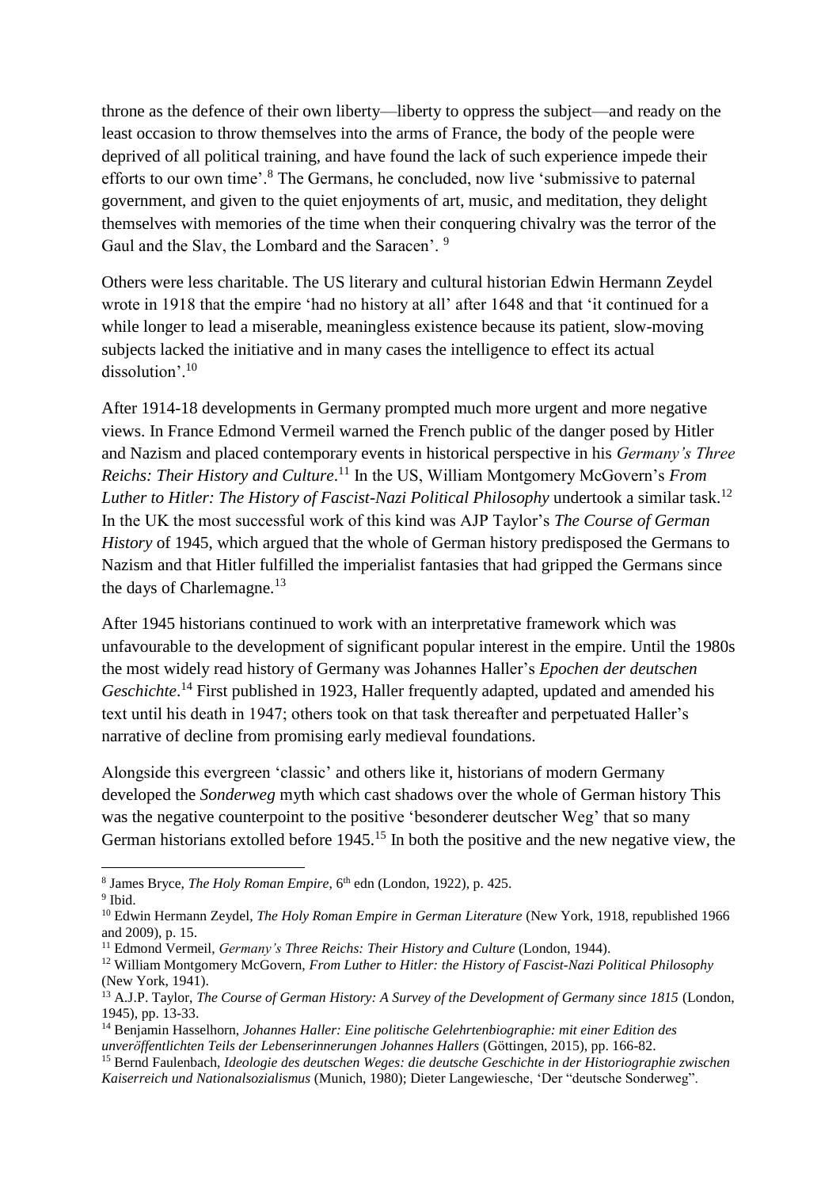throne as the defence of their own liberty—liberty to oppress the subject—and ready on the least occasion to throw themselves into the arms of France, the body of the people were deprived of all political training, and have found the lack of such experience impede their efforts to our own time'.[8] The Germans, he concluded, now live 'submissive to paternal government, and given to the quiet enjoyments of art, music, and meditation, they delight themselves with memories of the time when their conquering chivalry was the terror of the Gaul and the Slav, the Lombard and the Saracen'.[9]

Others were less charitable. The US literary and cultural historian Edwin Hermann Zeydel wrote in 1918 that the empire 'had no history at all' after 1648 and that 'it continued for a while longer to lead a miserable, meaningless existence because its patient, slow-moving subjects lacked the initiative and in many cases the intelligence to effect its actual dissolution'.[10]

After 1914-18 developments in Germany prompted much more urgent and more negative views. In France Edmond Vermeil warned the French public of the danger posed by Hitler and Nazism and placed contemporary events in historical perspective in his *Germany's Three Reichs: Their History and Culture*.[11] In the US, William Montgomery McGovern's *From Luther to Hitler: The History of Fascist-Nazi Political Philosophy* undertook a similar task.[12] In the UK the most successful work of this kind was AJP Taylor's *The Course of German History* of 1945, which argued that the whole of German history predisposed the Germans to Nazism and that Hitler fulfilled the imperialist fantasies that had gripped the Germans since the days of Charlemagne.[13]

After 1945 historians continued to work with an interpretative framework which was unfavourable to the development of significant popular interest in the empire. Until the 1980s the most widely read history of Germany was Johannes Haller's *Epochen der deutschen Geschichte*.[14] First published in 1923, Haller frequently adapted, updated and amended his text until his death in 1947; others took on that task thereafter and perpetuated Haller's narrative of decline from promising early medieval foundations.

Alongside this evergreen 'classic' and others like it, historians of modern Germany developed the *Sonderweg* myth which cast shadows over the whole of German history This was the negative counterpoint to the positive 'besonderer deutscher Weg' that so many German historians extolled before 1945.[15] In both the positive and the new negative view, the

---

[8] James Bryce, *The Holy Roman Empire*, 6th edn (London, 1922), p. 425.

[9] Ibid.

[10] Edwin Hermann Zeydel, *The Holy Roman Empire in German Literature* (New York, 1918, republished 1966 and 2009), p. 15.

[11] Edmond Vermeil, *Germany's Three Reichs: Their History and Culture* (London, 1944).

[12] William Montgomery McGovern, *From Luther to Hitler: the History of Fascist-Nazi Political Philosophy* (New York, 1941).

[13] A.J.P. Taylor, *The Course of German History: A Survey of the Development of Germany since 1815* (London, 1945), pp. 13-33.

[14] Benjamin Hasselhorn, *Johannes Haller: Eine politische Gelehrtenbiographie: mit einer Edition des unveröffentlichten Teils der Lebenserinnerungen Johannes Hallers* (Göttingen, 2015), pp. 166-82.

[15] Bernd Faulenbach, *Ideologie des deutschen Weges: die deutsche Geschichte in der Historiographie zwischen Kaiserreich und Nationalsozialismus* (Munich, 1980); Dieter Langewiesche, 'Der "deutsche Sonderweg".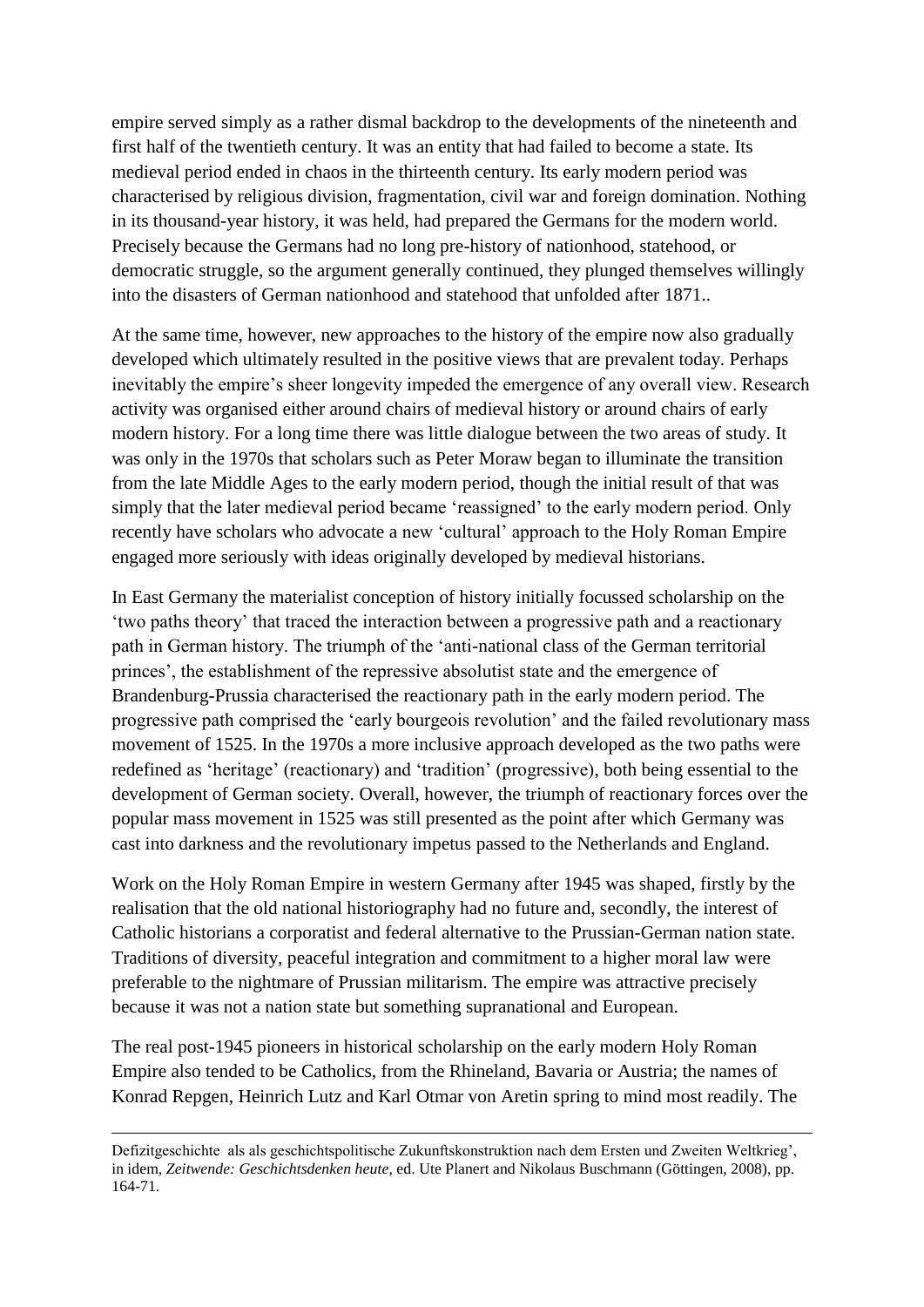empire served simply as a rather dismal backdrop to the developments of the nineteenth and first half of the twentieth century. It was an entity that had failed to become a state. Its medieval period ended in chaos in the thirteenth century. Its early modern period was characterised by religious division, fragmentation, civil war and foreign domination. Nothing in its thousand-year history, it was held, had prepared the Germans for the modern world. Precisely because the Germans had no long pre-history of nationhood, statehood, or democratic struggle, so the argument generally continued, they plunged themselves willingly into the disasters of German nationhood and statehood that unfolded after 1871..

At the same time, however, new approaches to the history of the empire now also gradually developed which ultimately resulted in the positive views that are prevalent today. Perhaps inevitably the empire's sheer longevity impeded the emergence of any overall view. Research activity was organised either around chairs of medieval history or around chairs of early modern history. For a long time there was little dialogue between the two areas of study. It was only in the 1970s that scholars such as Peter Moraw began to illuminate the transition from the late Middle Ages to the early modern period, though the initial result of that was simply that the later medieval period became 'reassigned' to the early modern period. Only recently have scholars who advocate a new 'cultural' approach to the Holy Roman Empire engaged more seriously with ideas originally developed by medieval historians.

In East Germany the materialist conception of history initially focussed scholarship on the 'two paths theory' that traced the interaction between a progressive path and a reactionary path in German history. The triumph of the 'anti-national class of the German territorial princes', the establishment of the repressive absolutist state and the emergence of Brandenburg-Prussia characterised the reactionary path in the early modern period. The progressive path comprised the 'early bourgeois revolution' and the failed revolutionary mass movement of 1525. In the 1970s a more inclusive approach developed as the two paths were redefined as 'heritage' (reactionary) and 'tradition' (progressive), both being essential to the development of German society. Overall, however, the triumph of reactionary forces over the popular mass movement in 1525 was still presented as the point after which Germany was cast into darkness and the revolutionary impetus passed to the Netherlands and England.

Work on the Holy Roman Empire in western Germany after 1945 was shaped, firstly by the realisation that the old national historiography had no future and, secondly, the interest of Catholic historians a corporatist and federal alternative to the Prussian-German nation state. Traditions of diversity, peaceful integration and commitment to a higher moral law were preferable to the nightmare of Prussian militarism. The empire was attractive precisely because it was not a nation state but something supranational and European.

The real post-1945 pioneers in historical scholarship on the early modern Holy Roman Empire also tended to be Catholics, from the Rhineland, Bavaria or Austria; the names of Konrad Repgen, Heinrich Lutz and Karl Otmar von Aretin spring to mind most readily. The

---

Defizitgeschichte als als geschichtspolitische Zukunftskonstruktion nach dem Ersten und Zweiten Weltkrieg', in idem, *Zeitwende: Geschichtsdenken heute*, ed. Ute Planert and Nikolaus Buschmann (Göttingen, 2008), pp. 164-71.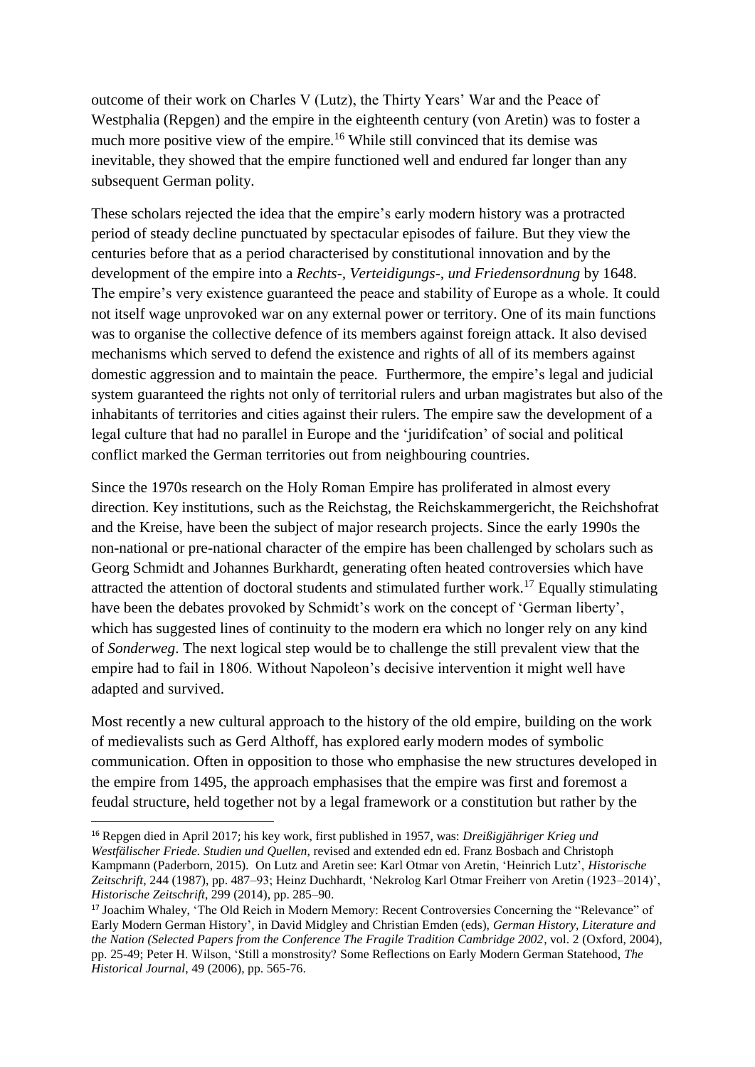outcome of their work on Charles V (Lutz), the Thirty Years' War and the Peace of Westphalia (Repgen) and the empire in the eighteenth century (von Aretin) was to foster a much more positive view of the empire.[16] While still convinced that its demise was inevitable, they showed that the empire functioned well and endured far longer than any subsequent German polity.

These scholars rejected the idea that the empire's early modern history was a protracted period of steady decline punctuated by spectacular episodes of failure. But they view the centuries before that as a period characterised by constitutional innovation and by the development of the empire into a *Rechts-, Verteidigungs-, und Friedensordnung* by 1648. The empire's very existence guaranteed the peace and stability of Europe as a whole. It could not itself wage unprovoked war on any external power or territory. One of its main functions was to organise the collective defence of its members against foreign attack. It also devised mechanisms which served to defend the existence and rights of all of its members against domestic aggression and to maintain the peace. Furthermore, the empire's legal and judicial system guaranteed the rights not only of territorial rulers and urban magistrates but also of the inhabitants of territories and cities against their rulers. The empire saw the development of a legal culture that had no parallel in Europe and the 'juridifcation' of social and political conflict marked the German territories out from neighbouring countries.

Since the 1970s research on the Holy Roman Empire has proliferated in almost every direction. Key institutions, such as the Reichstag, the Reichskammergericht, the Reichshofrat and the Kreise, have been the subject of major research projects. Since the early 1990s the non-national or pre-national character of the empire has been challenged by scholars such as Georg Schmidt and Johannes Burkhardt, generating often heated controversies which have attracted the attention of doctoral students and stimulated further work.[17] Equally stimulating have been the debates provoked by Schmidt's work on the concept of 'German liberty', which has suggested lines of continuity to the modern era which no longer rely on any kind of *Sonderweg*. The next logical step would be to challenge the still prevalent view that the empire had to fail in 1806. Without Napoleon's decisive intervention it might well have adapted and survived.

Most recently a new cultural approach to the history of the old empire, building on the work of medievalists such as Gerd Althoff, has explored early modern modes of symbolic communication. Often in opposition to those who emphasise the new structures developed in the empire from 1495, the approach emphasises that the empire was first and foremost a feudal structure, held together not by a legal framework or a constitution but rather by the

---

[16] Repgen died in April 2017; his key work, first published in 1957, was: *Dreißigjähriger Krieg und Westfälischer Friede. Studien und Quellen*, revised and extended edn ed. Franz Bosbach and Christoph Kampmann (Paderborn, 2015). On Lutz and Aretin see: Karl Otmar von Aretin, 'Heinrich Lutz', *Historische Zeitschrift*, 244 (1987), pp. 487–93; Heinz Duchhardt, 'Nekrolog Karl Otmar Freiherr von Aretin (1923–2014)', *Historische Zeitschrift*, 299 (2014), pp. 285–90.

[17] Joachim Whaley, 'The Old Reich in Modern Memory: Recent Controversies Concerning the "Relevance" of Early Modern German History', in David Midgley and Christian Emden (eds), *German History, Literature and the Nation (Selected Papers from the Conference The Fragile Tradition Cambridge 2002*, vol. 2 (Oxford, 2004), pp. 25-49; Peter H. Wilson, 'Still a monstrosity? Some Reflections on Early Modern German Statehood, *The Historical Journal*, 49 (2006), pp. 565-76.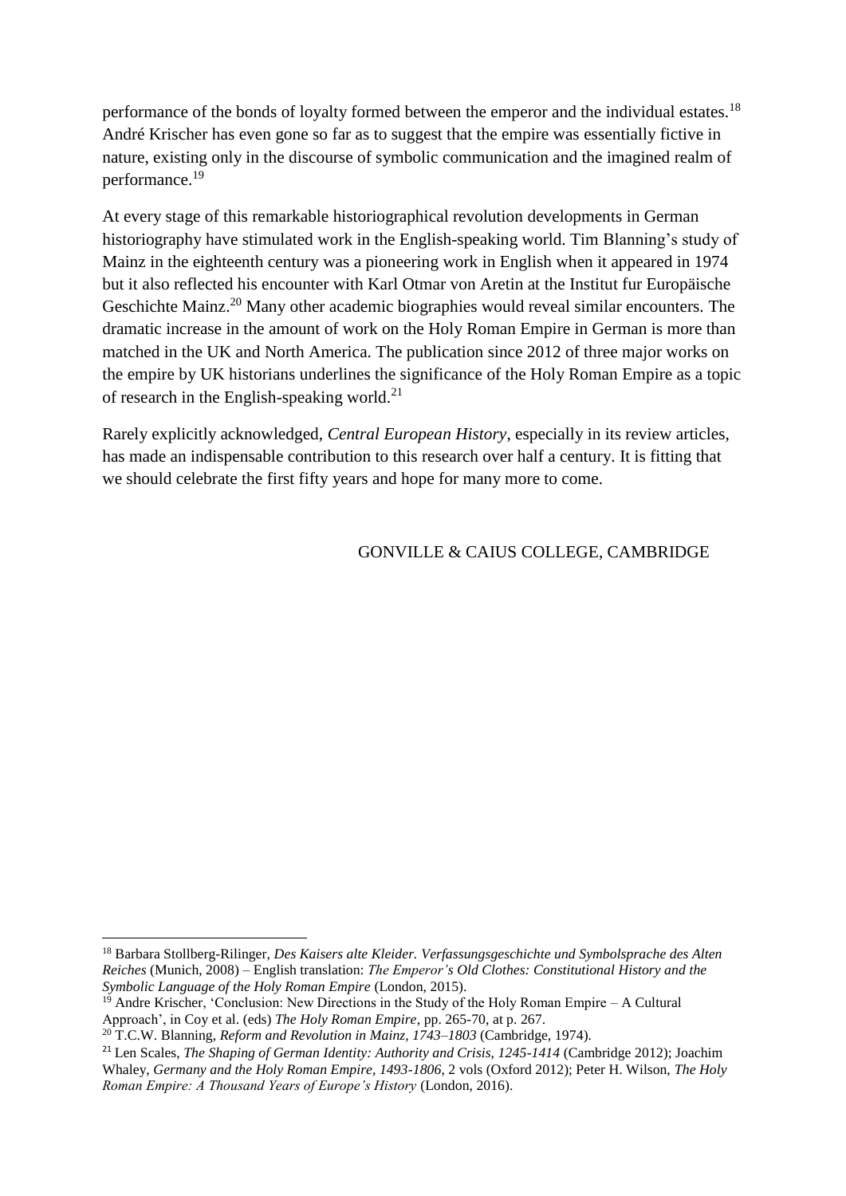performance of the bonds of loyalty formed between the emperor and the individual estates.[18] André Krischer has even gone so far as to suggest that the empire was essentially fictive in nature, existing only in the discourse of symbolic communication and the imagined realm of performance.[19]

At every stage of this remarkable historiographical revolution developments in German historiography have stimulated work in the English-speaking world. Tim Blanning's study of Mainz in the eighteenth century was a pioneering work in English when it appeared in 1974 but it also reflected his encounter with Karl Otmar von Aretin at the Institut fur Europäische Geschichte Mainz.[20] Many other academic biographies would reveal similar encounters. The dramatic increase in the amount of work on the Holy Roman Empire in German is more than matched in the UK and North America. The publication since 2012 of three major works on the empire by UK historians underlines the significance of the Holy Roman Empire as a topic of research in the English-speaking world.[21]

Rarely explicitly acknowledged, *Central European History*, especially in its review articles, has made an indispensable contribution to this research over half a century. It is fitting that we should celebrate the first fifty years and hope for many more to come.

GONVILLE & CAIUS COLLEGE, CAMBRIDGE

---

[18] Barbara Stollberg-Rilinger, *Des Kaisers alte Kleider. Verfassungsgeschichte und Symbolsprache des Alten Reiches* (Munich, 2008) – English translation: *The Emperor's Old Clothes: Constitutional History and the Symbolic Language of the Holy Roman Empire* (London, 2015).

[19] Andre Krischer, 'Conclusion: New Directions in the Study of the Holy Roman Empire – A Cultural Approach', in Coy et al. (eds) *The Holy Roman Empire*, pp. 265-70, at p. 267.

[20] T.C.W. Blanning, *Reform and Revolution in Mainz, 1743–1803* (Cambridge, 1974).

[21] Len Scales, *The Shaping of German Identity: Authority and Crisis, 1245-1414* (Cambridge 2012); Joachim Whaley, *Germany and the Holy Roman Empire, 1493-1806*, 2 vols (Oxford 2012); Peter H. Wilson, *The Holy Roman Empire: A Thousand Years of Europe's History* (London, 2016).